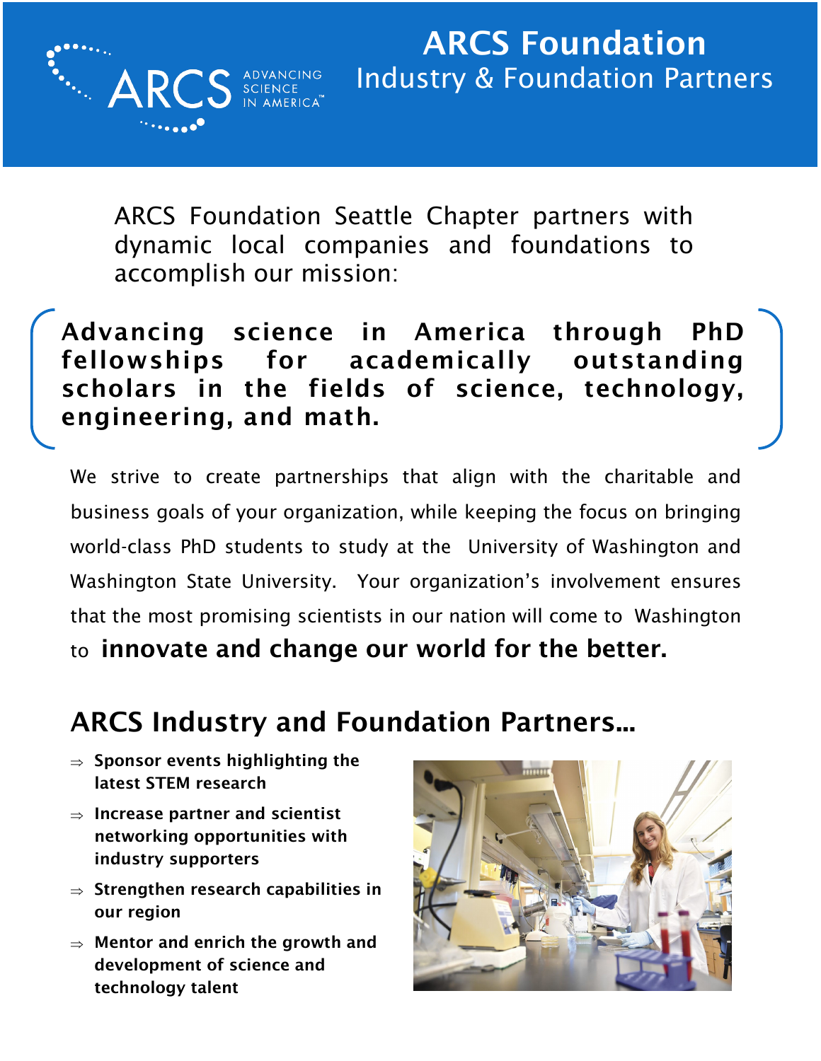# ARCS Foundation
## Industry & Foundation Partners

ARCS Foundation Seattle Chapter partners with dynamic local companies and foundations to accomplish our mission:

**Advancing science in America through PhD fellowships for academically outstanding scholars in the fields of science, technology, engineering, and math.**

We strive to create partnerships that align with the charitable and business goals of your organization, while keeping the focus on bringing world-class PhD students to study at the University of Washington and Washington State University. Your organization's involvement ensures that the most promising scientists in our nation will come to Washington to **innovate and change our world for the better.**

## ARCS Industry and Foundation Partners...

- ⇒ **Sponsor events highlighting the latest STEM research**
- ⇒ **Increase partner and scientist networking opportunities with industry supporters**
- ⇒ **Strengthen research capabilities in our region**
- ⇒ **Mentor and enrich the growth and development of science and technology talent**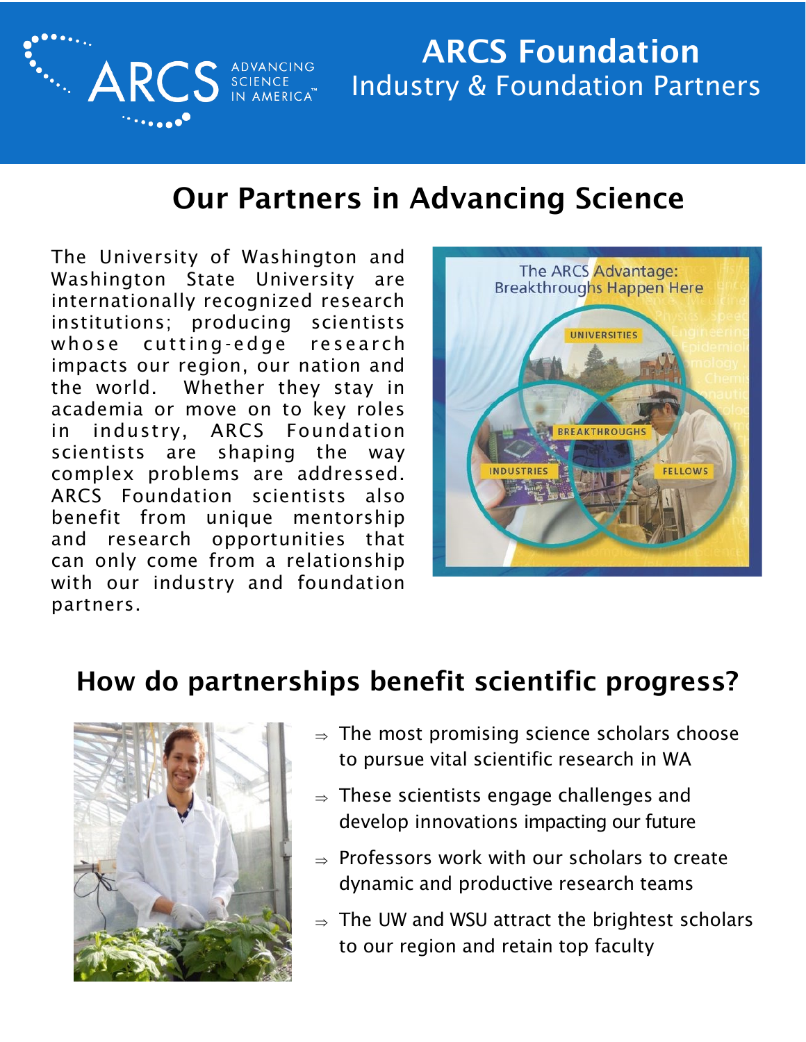# ARCS Foundation
## Industry & Foundation Partners

## Our Partners in Advancing Science

The University of Washington and Washington State University are internationally recognized research institutions; producing scientists whose cutting-edge research impacts our region, our nation and the world. Whether they stay in academia or move on to key roles in industry, ARCS Foundation scientists are shaping the way complex problems are addressed. ARCS Foundation scientists also benefit from unique mentorship and research opportunities that can only come from a relationship with our industry and foundation partners.

## How do partnerships benefit scientific progress?

- The most promising science scholars choose to pursue vital scientific research in WA
- These scientists engage challenges and develop innovations impacting our future
- Professors work with our scholars to create dynamic and productive research teams
- The UW and WSU attract the brightest scholars to our region and retain top faculty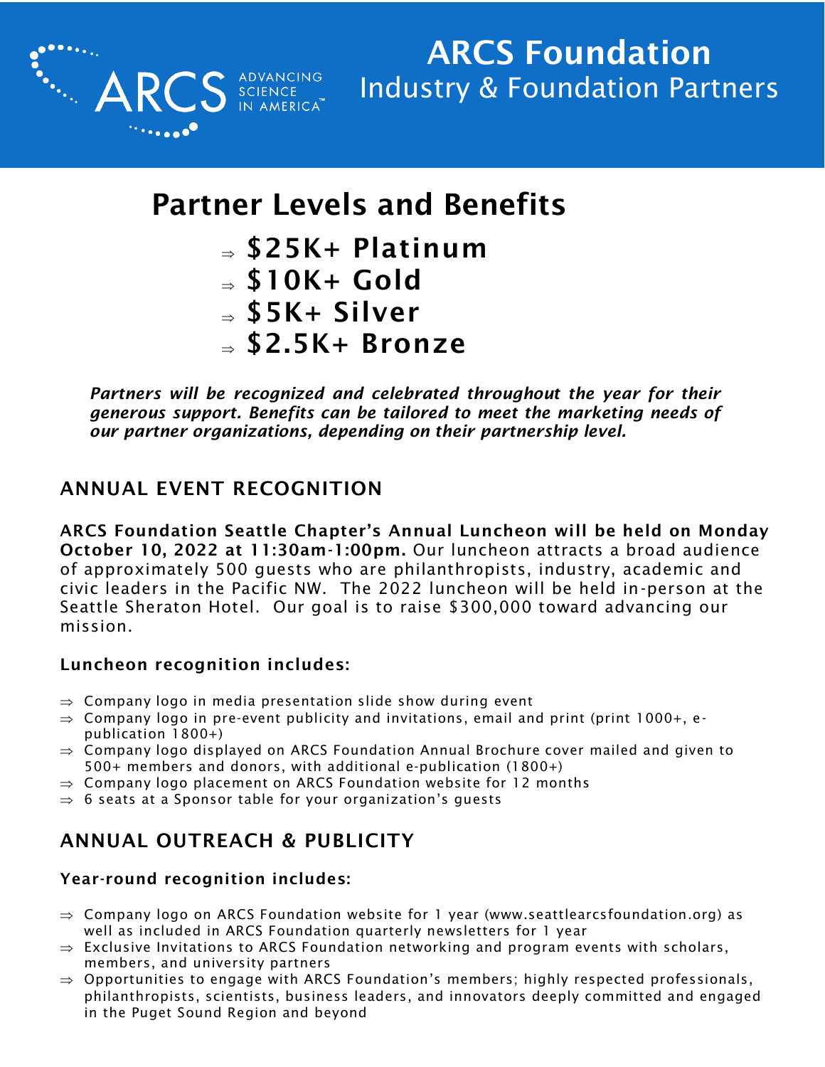# ARCS Foundation
## Industry & Foundation Partners

## Partner Levels and Benefits

- ⇒ **$25K+ Platinum**
- ⇒ **$10K+ Gold**
- ⇒ **$5K+ Silver**
- ⇒ **$2.5K+ Bronze**

***Partners will be recognized and celebrated throughout the year for their generous support. Benefits can be tailored to meet the marketing needs of our partner organizations, depending on their partnership level.***

### ANNUAL EVENT RECOGNITION

**ARCS Foundation Seattle Chapter's Annual Luncheon will be held on Monday October 10, 2022 at 11:30am-1:00pm.** Our luncheon attracts a broad audience of approximately 500 guests who are philanthropists, industry, academic and civic leaders in the Pacific NW. The 2022 luncheon will be held in-person at the Seattle Sheraton Hotel. Our goal is to raise $300,000 toward advancing our mission.

**Luncheon recognition includes:**

- ⇒ Company logo in media presentation slide show during event
- ⇒ Company logo in pre-event publicity and invitations, email and print (print 1000+, e-publication 1800+)
- ⇒ Company logo displayed on ARCS Foundation Annual Brochure cover mailed and given to 500+ members and donors, with additional e-publication (1800+)
- ⇒ Company logo placement on ARCS Foundation website for 12 months
- ⇒ 6 seats at a Sponsor table for your organization's guests

### ANNUAL OUTREACH & PUBLICITY

**Year-round recognition includes:**

- ⇒ Company logo on ARCS Foundation website for 1 year (www.seattlearcsfoundation.org) as well as included in ARCS Foundation quarterly newsletters for 1 year
- ⇒ Exclusive Invitations to ARCS Foundation networking and program events with scholars, members, and university partners
- ⇒ Opportunities to engage with ARCS Foundation's members; highly respected professionals, philanthropists, scientists, business leaders, and innovators deeply committed and engaged in the Puget Sound Region and beyond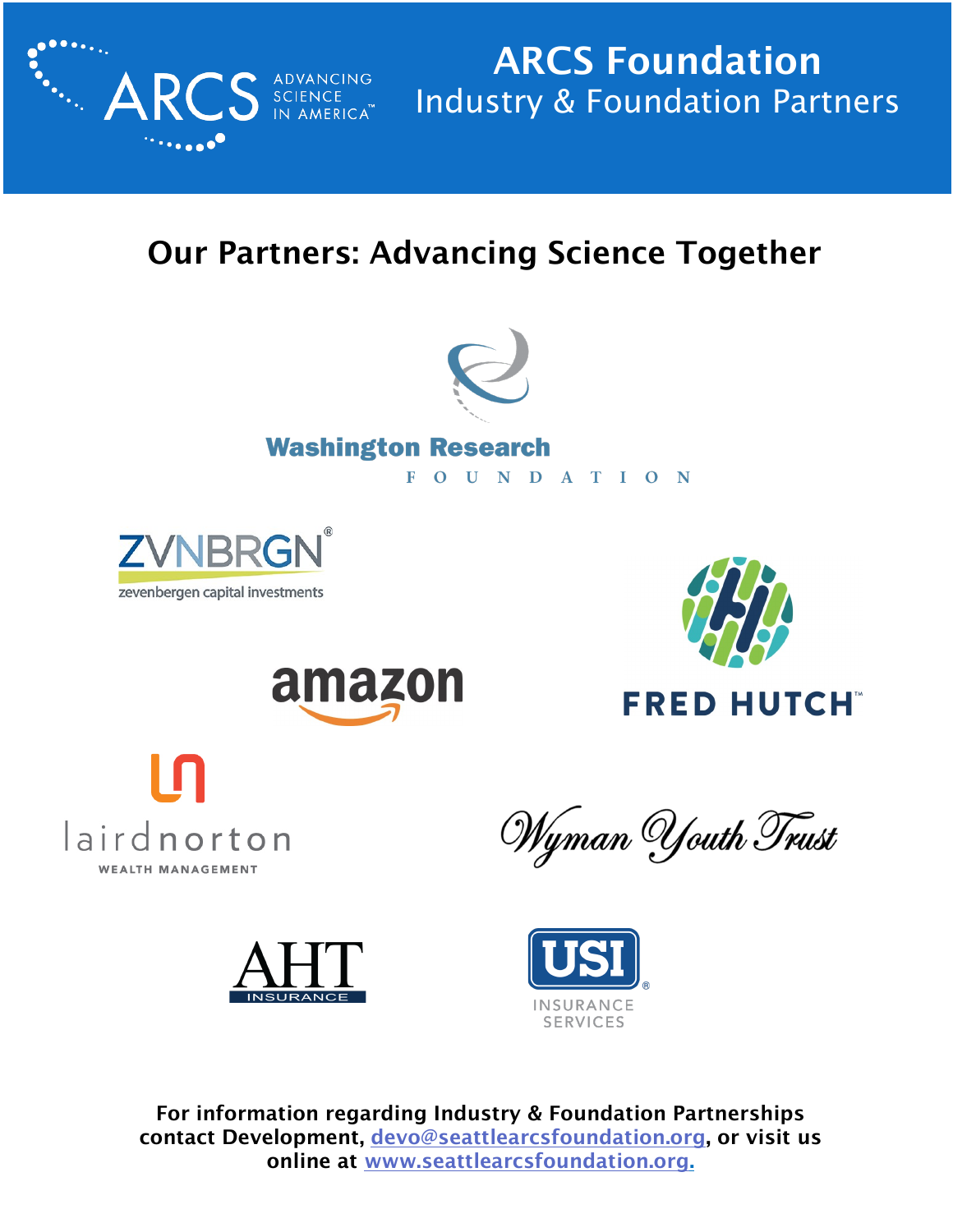# ARCS Foundation
## Industry & Foundation Partners

## Our Partners: Advancing Science Together

Washington Research Foundation

ZVNBRGN® zevenbergen capital investments

Fred Hutch™

amazon

lairdnorton Wealth Management

Wyman Youth Trust

AHT Insurance

USI® Insurance Services

**For information regarding Industry & Foundation Partnerships contact Development, devo@seattlearcsfoundation.org, or visit us online at www.seattlearcsfoundation.org.**